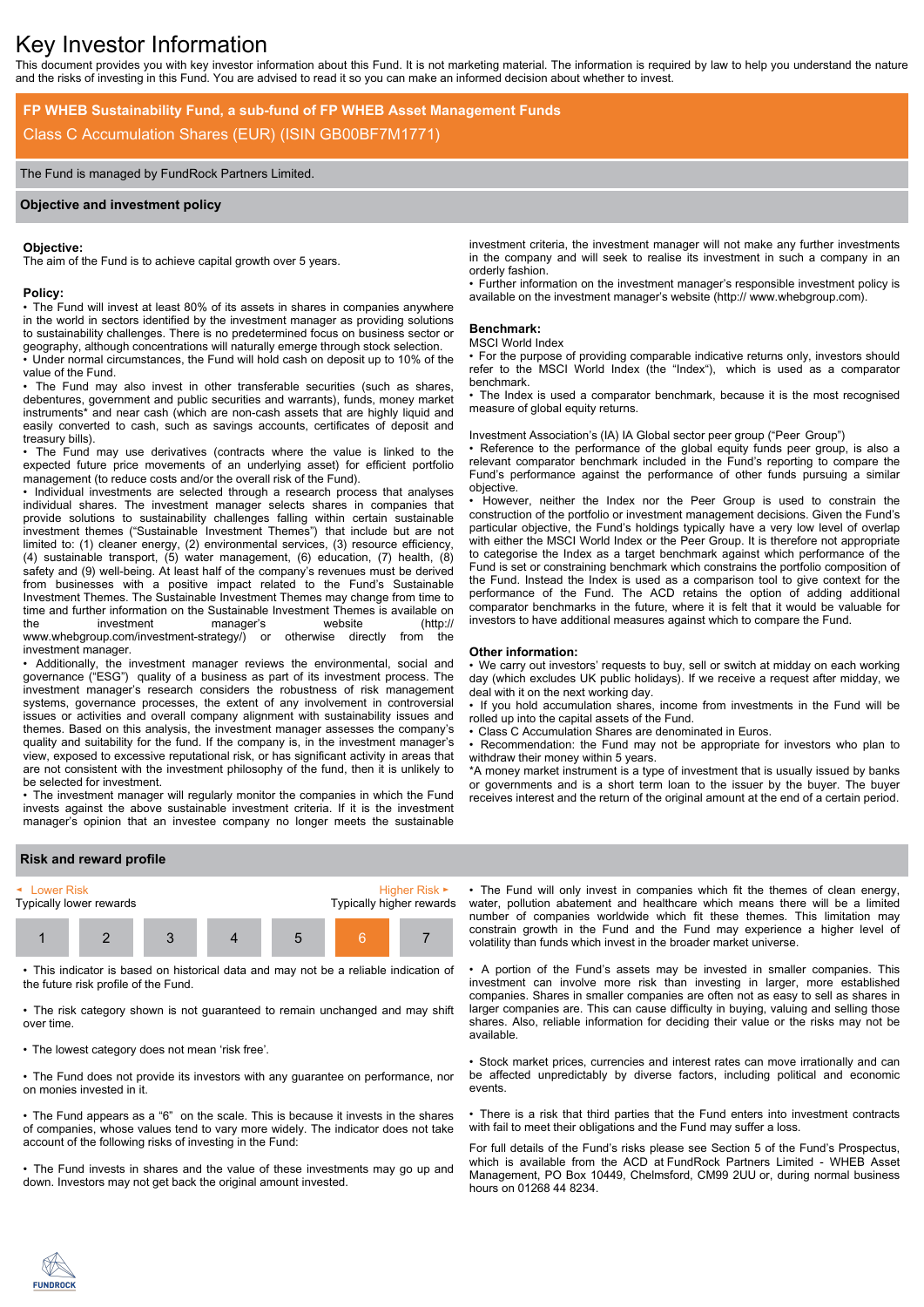# Key Investor Information

This document provides you with key investor information about this Fund. It is not marketing material. The information is required by law to help you understand the nature and the risks of investing in this Fund. You are advised to read it so you can make an informed decision about whether to invest.

## FP WHEB Sustainability Fund, a sub-fund of FP WHEB Asset Management Funds

Class C Accumulation Shares (EUR) (ISIN GB00BF7M1771)

The Fund is managed by FundRock Partners Limited.

## Objective and investment policy

**Objective:**
The aim of the Fund is to achieve capital growth over 5 years.

**Policy:**

- The Fund will invest at least 80% of its assets in shares in companies anywhere in the world in sectors identified by the investment manager as providing solutions to sustainability challenges. There is no predetermined focus on business sector or geography, although concentrations will naturally emerge through stock selection.
- Under normal circumstances, the Fund will hold cash on deposit up to 10% of the value of the Fund.
- The Fund may also invest in other transferable securities (such as shares, debentures, government and public securities and warrants), funds, money market instruments* and near cash (which are non-cash assets that are highly liquid and easily converted to cash, such as savings accounts, certificates of deposit and treasury bills).
- The Fund may use derivatives (contracts where the value is linked to the expected future price movements of an underlying asset) for efficient portfolio management (to reduce costs and/or the overall risk of the Fund).
- Individual investments are selected through a research process that analyses individual shares. The investment manager selects shares in companies that provide solutions to sustainability challenges falling within certain sustainable investment themes ("Sustainable Investment Themes") that include but are not limited to: (1) cleaner energy, (2) environmental services, (3) resource efficiency, (4) sustainable transport, (5) water management, (6) education, (7) health, (8) safety and (9) well-being. At least half of the company's revenues must be derived from businesses with a positive impact related to the Fund's Sustainable Investment Themes. The Sustainable Investment Themes may change from time to time and further information on the Sustainable Investment Themes is available on the investment manager's website (http:// www.whebgroup.com/investment-strategy/) or otherwise directly from the investment manager.
- Additionally, the investment manager reviews the environmental, social and governance ("ESG") quality of a business as part of its investment process. The investment manager's research considers the robustness of risk management systems, governance processes, the extent of any involvement in controversial issues or activities and overall company alignment with sustainability issues and themes. Based on this analysis, the investment manager assesses the company's quality and suitability for the fund. If the company is, in the investment manager's view, exposed to excessive reputational risk, or has significant activity in areas that are not consistent with the investment philosophy of the fund, then it is unlikely to be selected for investment.
- The investment manager will regularly monitor the companies in which the Fund invests against the above sustainable investment criteria. If it is the investment manager's opinion that an investee company no longer meets the sustainable investment criteria, the investment manager will not make any further investments in the company and will seek to realise its investment in such a company in an orderly fashion.
- Further information on the investment manager's responsible investment policy is available on the investment manager's website (http:// www.whebgroup.com).

**Benchmark:**
MSCI World Index

- For the purpose of providing comparable indicative returns only, investors should refer to the MSCI World Index (the "Index"), which is used as a comparator benchmark.
- The Index is used a comparator benchmark, because it is the most recognised measure of global equity returns.

Investment Association's (IA) IA Global sector peer group ("Peer Group")

- Reference to the performance of the global equity funds peer group, is also a relevant comparator benchmark included in the Fund's reporting to compare the Fund's performance against the performance of other funds pursuing a similar objective.
- However, neither the Index nor the Peer Group is used to constrain the construction of the portfolio or investment management decisions. Given the Fund's particular objective, the Fund's holdings typically have a very low level of overlap with either the MSCI World Index or the Peer Group. It is therefore not appropriate to categorise the Index as a target benchmark against which performance of the Fund is set or constraining benchmark which constrains the portfolio composition of the Fund. Instead the Index is used as a comparison tool to give context for the performance of the Fund. The ACD retains the option of adding additional comparator benchmarks in the future, where it is felt that it would be valuable for investors to have additional measures against which to compare the Fund.

**Other information:**

- We carry out investors' requests to buy, sell or switch at midday on each working day (which excludes UK public holidays). If we receive a request after midday, we deal with it on the next working day.
- If you hold accumulation shares, income from investments in the Fund will be rolled up into the capital assets of the Fund.
- Class C Accumulation Shares are denominated in Euros.
- Recommendation: the Fund may not be appropriate for investors who plan to withdraw their money within 5 years.

*A money market instrument is a type of investment that is usually issued by banks or governments and is a short term loan to the issuer by the buyer. The buyer receives interest and the return of the original amount at the end of a certain period.

## Risk and reward profile

| ◄ Lower Risk | | | | | | Higher Risk ► |
|---|---|---|---|---|---|---|
| Typically lower rewards | | | | | | Typically higher rewards |
| 1 | 2 | 3 | 4 | 5 | **6** | 7 |

- This indicator is based on historical data and may not be a reliable indication of the future risk profile of the Fund.
- The risk category shown is not guaranteed to remain unchanged and may shift over time.
- The lowest category does not mean 'risk free'.
- The Fund does not provide its investors with any guarantee on performance, nor on monies invested in it.
- The Fund appears as a "6" on the scale. This is because it invests in the shares of companies, whose values tend to vary more widely. The indicator does not take account of the following risks of investing in the Fund:
- The Fund invests in shares and the value of these investments may go up and down. Investors may not get back the original amount invested.
- The Fund will only invest in companies which fit the themes of clean energy, water, pollution abatement and healthcare which means there will be a limited number of companies worldwide which fit these themes. This limitation may constrain growth in the Fund and the Fund may experience a higher level of volatility than funds which invest in the broader market universe.
- A portion of the Fund's assets may be invested in smaller companies. This investment can involve more risk than investing in larger, more established companies. Shares in smaller companies are often not as easy to sell as shares in larger companies are. This can cause difficulty in buying, valuing and selling those shares. Also, reliable information for deciding their value or the risks may not be available.
- Stock market prices, currencies and interest rates can move irrationally and can be affected unpredictably by diverse factors, including political and economic events.
- There is a risk that third parties that the Fund enters into investment contracts with fail to meet their obligations and the Fund may suffer a loss.

For full details of the Fund's risks please see Section 5 of the Fund's Prospectus, which is available from the ACD at FundRock Partners Limited - WHEB Asset Management, PO Box 10449, Chelmsford, CM99 2UU or, during normal business hours on 01268 44 8234.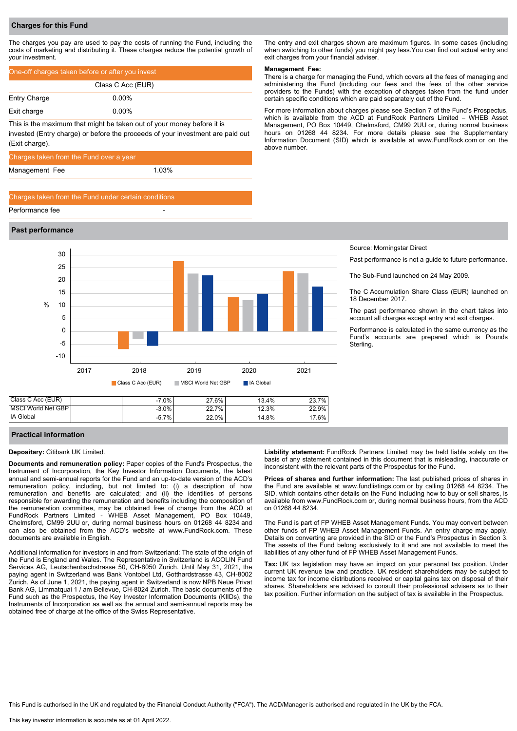## Charges for this Fund

The charges you pay are used to pay the costs of running the Fund, including the costs of marketing and distributing it. These charges reduce the potential growth of your investment.

| One-off charges taken before or after you invest | |
|---|---|
| | Class C Acc (EUR) |
| Entry Charge | 0.00% |
| Exit charge | 0.00% |

This is the maximum that might be taken out of your money before it is invested (Entry charge) or before the proceeds of your investment are paid out (Exit charge).

| Charges taken from the Fund over a year | |
|---|---|
| Management Fee | 1.03% |

| Charges taken from the Fund under certain conditions | |
|---|---|
| Performance fee | - |

The entry and exit charges shown are maximum figures. In some cases (including when switching to other funds) you might pay less.You can find out actual entry and exit charges from your financial adviser.

**Management Fee:**
There is a charge for managing the Fund, which covers all the fees of managing and administering the Fund (including our fees and the fees of the other service providers to the Funds) with the exception of charges taken from the fund under certain specific conditions which are paid separately out of the Fund.

For more information about charges please see Section 7 of the Fund's Prospectus, which is available from the ACD at FundRock Partners Limited – WHEB Asset Management, PO Box 10449, Chelmsford, CM99 2UU or, during normal business hours on 01268 44 8234. For more details please see the Supplementary Information Document (SID) which is available at www.FundRock.com or on the above number.

## Past performance

30
25
20
15
%
10
5
0
-5
-10
2017
2018
2019
2020
2021
Class C Acc (EUR)
MSCI World Net GBP
IA Global

| | 2017 | 2018 | 2019 | 2020 | 2021 |
|---|---|---|---|---|---|
| Class C Acc (EUR) | | -7.0% | 27.6% | 13.4% | 23.7% |
| MSCI World Net GBP | | -3.0% | 22.7% | 12.3% | 22.9% |
| IA Global | | -5.7% | 22.0% | 14.8% | 17.6% |

Source: Morningstar Direct

Past performance is not a guide to future performance.

The Sub-Fund launched on 24 May 2009.

The C Accumulation Share Class (EUR) launched on 18 December 2017.

The past performance shown in the chart takes into account all charges except entry and exit charges.

Performance is calculated in the same currency as the Fund's accounts are prepared which is Pounds Sterling.

## Practical information

**Depositary:** Citibank UK Limited.

**Documents and remuneration policy:** Paper copies of the Fund's Prospectus, the Instrument of Incorporation, the Key Investor Information Documents, the latest annual and semi-annual reports for the Fund and an up-to-date version of the ACD's remuneration policy, including, but not limited to: (i) a description of how remuneration and benefits are calculated; and (ii) the identities of persons responsible for awarding the remuneration and benefits including the composition of the remuneration committee, may be obtained free of charge from the ACD at FundRock Partners Limited - WHEB Asset Management, PO Box 10449, Chelmsford, CM99 2UU or, during normal business hours on 01268 44 8234 and can also be obtained from the ACD's website at www.FundRock.com. These documents are available in English.

Additional information for investors in and from Switzerland: The state of the origin of the Fund is England and Wales. The Representative in Switzerland is ACOLIN Fund Services AG, Leutschenbachstrasse 50, CH-8050 Zurich. Until May 31, 2021, the paying agent in Switzerland was Bank Vontobel Ltd, Gotthardstrasse 43, CH-8002 Zurich. As of June 1, 2021, the paying agent in Switzerland is now NPB Neue Privat Bank AG, Limmatquai 1 / am Bellevue, CH-8024 Zurich. The basic documents of the Fund such as the Prospectus, the Key Investor Information Documents (KIIDs), the Instruments of Incorporation as well as the annual and semi-annual reports may be obtained free of charge at the office of the Swiss Representative.

**Liability statement:** FundRock Partners Limited may be held liable solely on the basis of any statement contained in this document that is misleading, inaccurate or inconsistent with the relevant parts of the Prospectus for the Fund.

**Prices of shares and further information:** The last published prices of shares in the Fund are available at www.fundlistings.com or by calling 01268 44 8234. The SID, which contains other details on the Fund including how to buy or sell shares, is available from www.FundRock.com or, during normal business hours, from the ACD on 01268 44 8234.

The Fund is part of FP WHEB Asset Management Funds. You may convert between other funds of FP WHEB Asset Management Funds. An entry charge may apply. Details on converting are provided in the SID or the Fund's Prospectus in Section 3. The assets of the Fund belong exclusively to it and are not available to meet the liabilities of any other fund of FP WHEB Asset Management Funds.

**Tax:** UK tax legislation may have an impact on your personal tax position. Under current UK revenue law and practice, UK resident shareholders may be subject to income tax for income distributions received or capital gains tax on disposal of their shares. Shareholders are advised to consult their professional advisers as to their tax position. Further information on the subject of tax is available in the Prospectus.

This Fund is authorised in the UK and regulated by the Financial Conduct Authority ("FCA"). The ACD/Manager is authorised and regulated in the UK by the FCA.

This key investor information is accurate as at 01 April 2022.